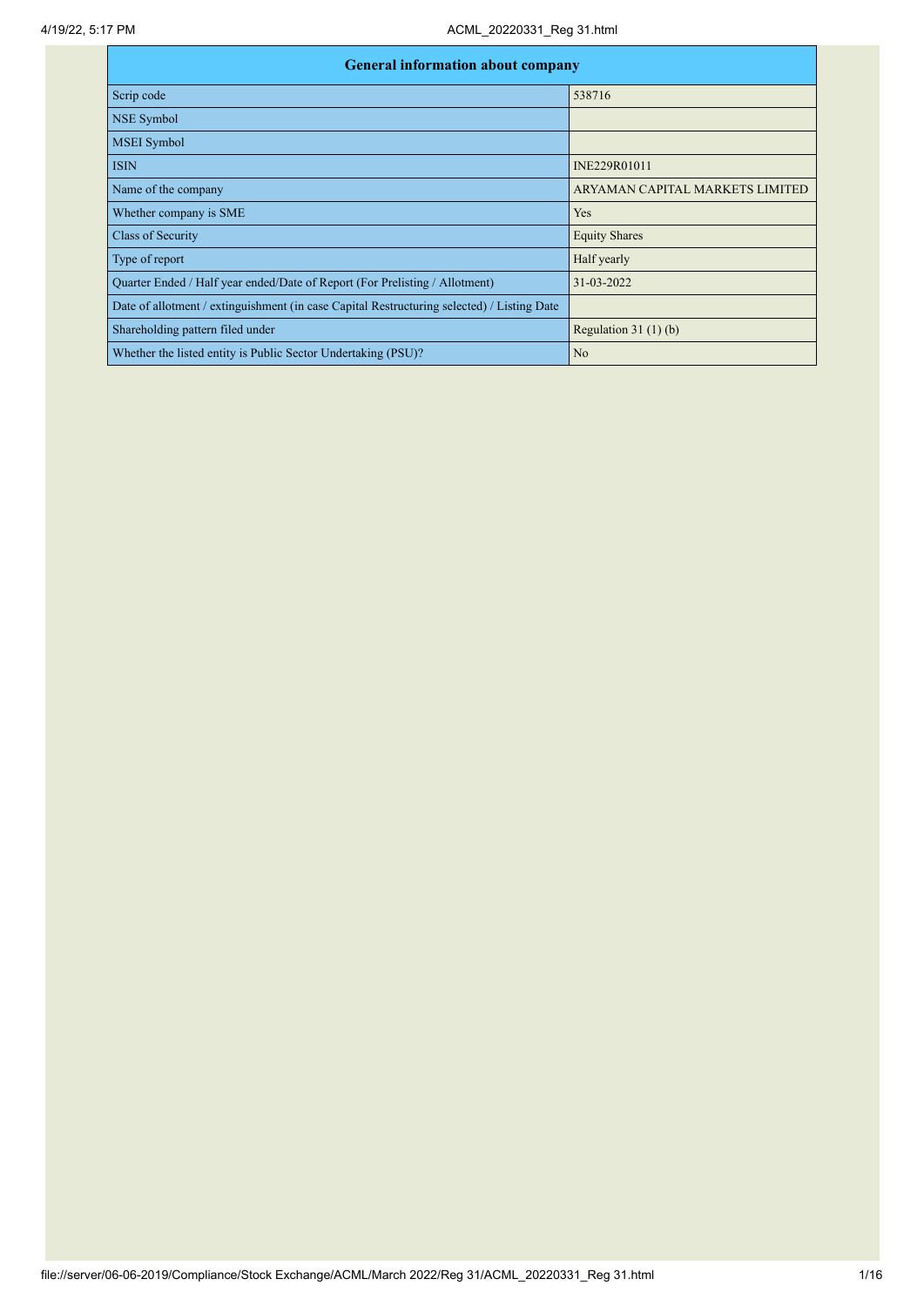| General information about company | |
|---|---|
| Scrip code | 538716 |
| NSE Symbol | |
| MSEI Symbol | |
| ISIN | INE229R01011 |
| Name of the company | ARYAMAN CAPITAL MARKETS LIMITED |
| Whether company is SME | Yes |
| Class of Security | Equity Shares |
| Type of report | Half yearly |
| Quarter Ended / Half year ended/Date of Report (For Prelisting / Allotment) | 31-03-2022 |
| Date of allotment / extinguishment (in case Capital Restructuring selected) / Listing Date | |
| Shareholding pattern filed under | Regulation 31 (1) (b) |
| Whether the listed entity is Public Sector Undertaking (PSU)? | No |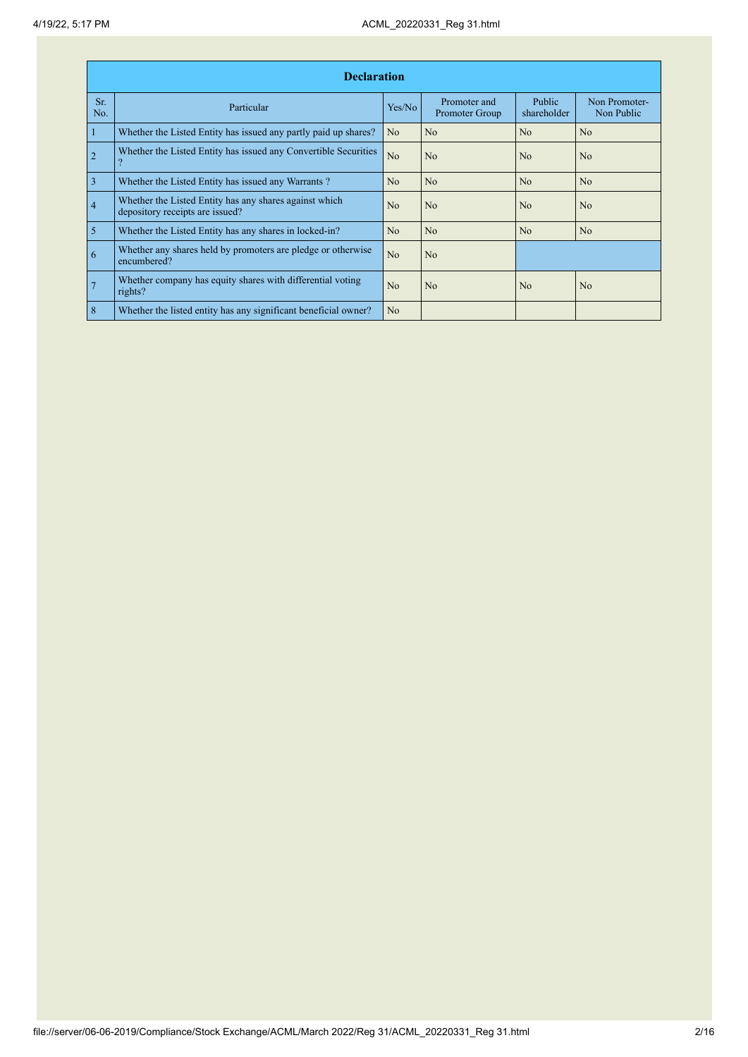| Declaration | | | | | |
|---|---|---|---|---|---|
| Sr. No. | Particular | Yes/No | Promoter and Promoter Group | Public shareholder | Non Promoter- Non Public |
| 1 | Whether the Listed Entity has issued any partly paid up shares? | No | No | No | No |
| 2 | Whether the Listed Entity has issued any Convertible Securities ? | No | No | No | No |
| 3 | Whether the Listed Entity has issued any Warrants ? | No | No | No | No |
| 4 | Whether the Listed Entity has any shares against which depository receipts are issued? | No | No | No | No |
| 5 | Whether the Listed Entity has any shares in locked-in? | No | No | No | No |
| 6 | Whether any shares held by promoters are pledge or otherwise encumbered? | No | No | | |
| 7 | Whether company has equity shares with differential voting rights? | No | No | No | No |
| 8 | Whether the listed entity has any significant beneficial owner? | No | | | |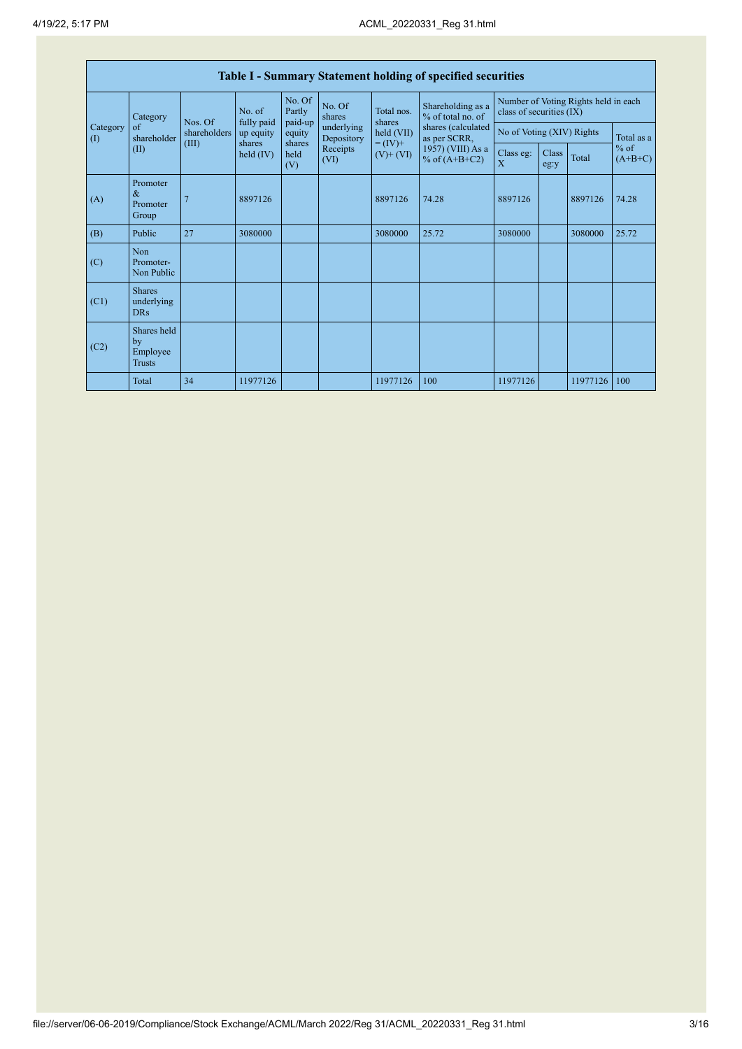## Table I - Summary Statement holding of specified securities

| Category (I) | Category of shareholder (II) | Nos. Of shareholders (III) | No. of fully paid up equity shares held (IV) | No. Of Partly paid-up equity shares held (V) | No. Of shares underlying Depository Receipts (VI) | Total nos. shares held (VII) = (IV)+ (V)+ (VI) | Shareholding as a % of total no. of shares (calculated as per SCRR, 1957) (VIII) As a % of (A+B+C2) | Number of Voting Rights held in each class of securities (IX) | | | |
|---|---|---|---|---|---|---|---|---|---|---|---|
| | | | | | | | | No of Voting (XIV) Rights | | | Total as a % of (A+B+C) |
| | | | | | | | | Class eg: X | Class eg:y | Total | |
| (A) | Promoter & Promoter Group | 7 | 8897126 | | | 8897126 | 74.28 | 8897126 | | 8897126 | 74.28 |
| (B) | Public | 27 | 3080000 | | | 3080000 | 25.72 | 3080000 | | 3080000 | 25.72 |
| (C) | Non Promoter- Non Public | | | | | | | | | | |
| (C1) | Shares underlying DRs | | | | | | | | | | |
| (C2) | Shares held by Employee Trusts | | | | | | | | | | |
| | Total | 34 | 11977126 | | | 11977126 | 100 | 11977126 | | 11977126 | 100 |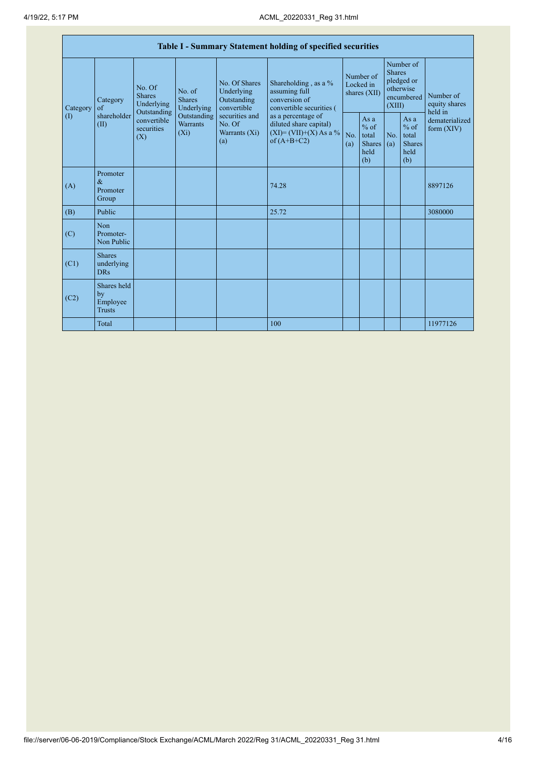| Table I - Summary Statement holding of specified securities | | | | | | | | | | | |
|---|---|---|---|---|---|---|---|---|---|---|---|
| Category (I) | Category of shareholder (II) | No. Of Shares Underlying Outstanding convertible securities (X) | No. of Shares Underlying Outstanding Warrants (Xi) | No. Of Shares Underlying Outstanding convertible securities and No. Of Warrants (Xi) (a) | Shareholding , as a % assuming full conversion of convertible securities ( as a percentage of diluted share capital) (XI)= (VII)+(X) As a % of (A+B+C2) | Number of Locked in shares (XII) | | Number of Shares pledged or otherwise encumbered (XIII) | | Number of equity shares held in dematerialized form (XIV) |
| | | | | | | No. (a) | As a % of total Shares held (b) | No. (a) | As a % of total Shares held (b) | |
| (A) | Promoter & Promoter Group | | | | 74.28 | | | | | 8897126 |
| (B) | Public | | | | 25.72 | | | | | 3080000 |
| (C) | Non Promoter- Non Public | | | | | | | | | |
| (C1) | Shares underlying DRs | | | | | | | | | |
| (C2) | Shares held by Employee Trusts | | | | | | | | | |
| | Total | | | | 100 | | | | | 11977126 |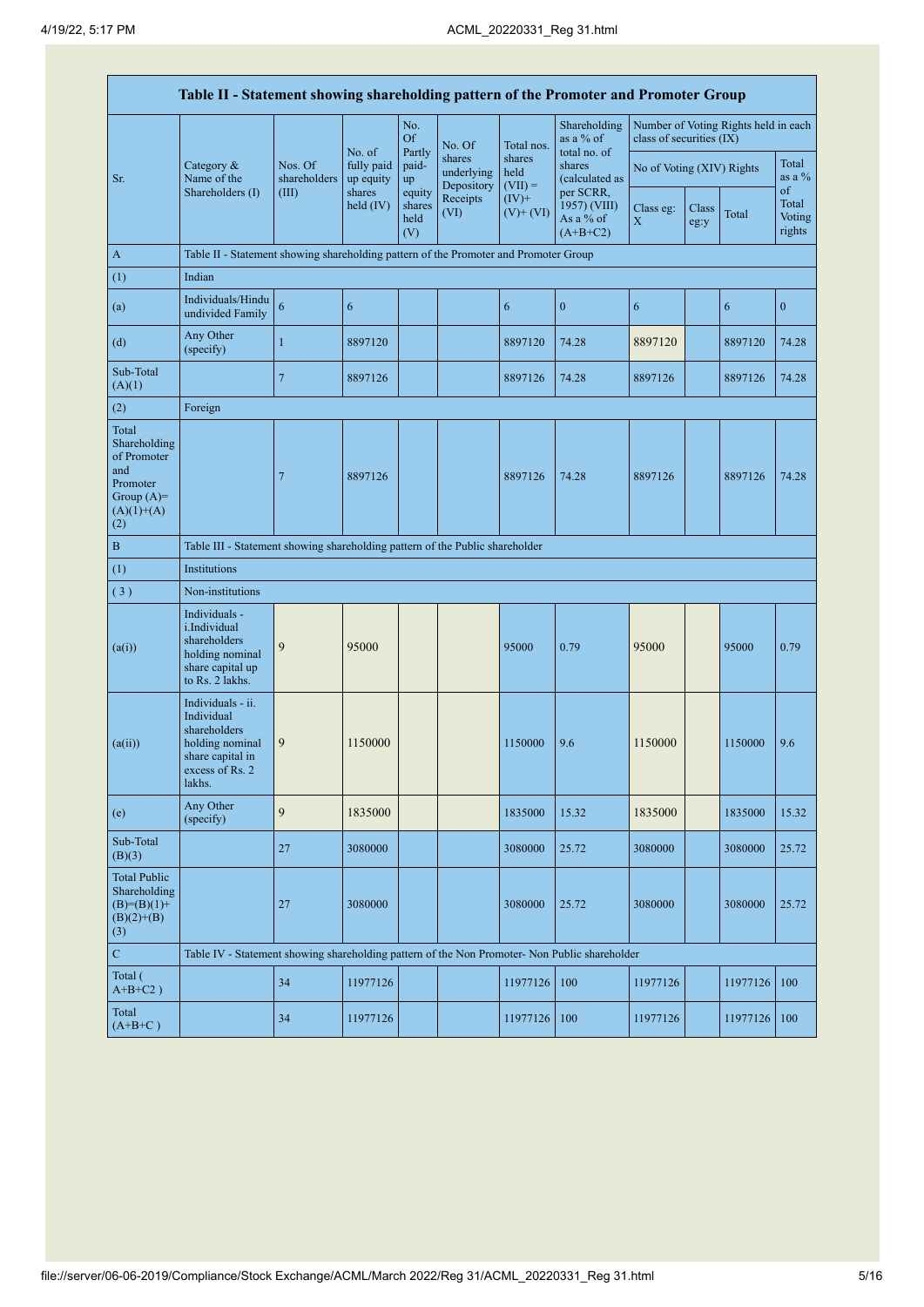| Table II - Statement showing shareholding pattern of the Promoter and Promoter Group | | | | | | | | | | | |
|---|---|---|---|---|---|---|---|---|---|---|---|
| Sr. | Category & Name of the Shareholders (I) | Nos. Of shareholders (III) | No. of fully paid up equity shares held (IV) | No. Of Partly paid-up equity shares held (V) | No. Of shares underlying Depository Receipts (VI) | Total nos. shares held (VII) = (IV)+ (V)+ (VI) | Shareholding as a % of total no. of shares (calculated as per SCRR, 1957) (VIII) As a % of (A+B+C2) | Number of Voting Rights held in each class of securities (IX) | | | |
| | | | | | | | | No of Voting (XIV) Rights | | | Total as a % of Total Voting rights |
| | | | | | | | | Class eg: X | Class eg:y | Total | |
| A | Table II - Statement showing shareholding pattern of the Promoter and Promoter Group | | | | | | | | | | |
| (1) | Indian | | | | | | | | | | |
| (a) | Individuals/Hindu undivided Family | 6 | 6 | | | 6 | 0 | 6 | | 6 | 0 |
| (d) | Any Other (specify) | 1 | 8897120 | | | 8897120 | 74.28 | 8897120 | | 8897120 | 74.28 |
| Sub-Total (A)(1) | | 7 | 8897126 | | | 8897126 | 74.28 | 8897126 | | 8897126 | 74.28 |
| (2) | Foreign | | | | | | | | | | |
| Total Shareholding of Promoter and Promoter Group (A)=(A)(1)+(A)(2) | | 7 | 8897126 | | | 8897126 | 74.28 | 8897126 | | 8897126 | 74.28 |
| B | Table III - Statement showing shareholding pattern of the Public shareholder | | | | | | | | | | |
| (1) | Institutions | | | | | | | | | | |
| ( 3 ) | Non-institutions | | | | | | | | | | |
| (a(i)) | Individuals - i.Individual shareholders holding nominal share capital up to Rs. 2 lakhs. | 9 | 95000 | | | 95000 | 0.79 | 95000 | | 95000 | 0.79 |
| (a(ii)) | Individuals - ii. Individual shareholders holding nominal share capital in excess of Rs. 2 lakhs. | 9 | 1150000 | | | 1150000 | 9.6 | 1150000 | | 1150000 | 9.6 |
| (e) | Any Other (specify) | 9 | 1835000 | | | 1835000 | 15.32 | 1835000 | | 1835000 | 15.32 |
| Sub-Total (B)(3) | | 27 | 3080000 | | | 3080000 | 25.72 | 3080000 | | 3080000 | 25.72 |
| Total Public Shareholding (B)=(B)(1)+(B)(2)+(B)(3) | | 27 | 3080000 | | | 3080000 | 25.72 | 3080000 | | 3080000 | 25.72 |
| C | Table IV - Statement showing shareholding pattern of the Non Promoter- Non Public shareholder | | | | | | | | | | |
| Total ( A+B+C2 ) | | 34 | 11977126 | | | 11977126 | 100 | 11977126 | | 11977126 | 100 |
| Total (A+B+C ) | | 34 | 11977126 | | | 11977126 | 100 | 11977126 | | 11977126 | 100 |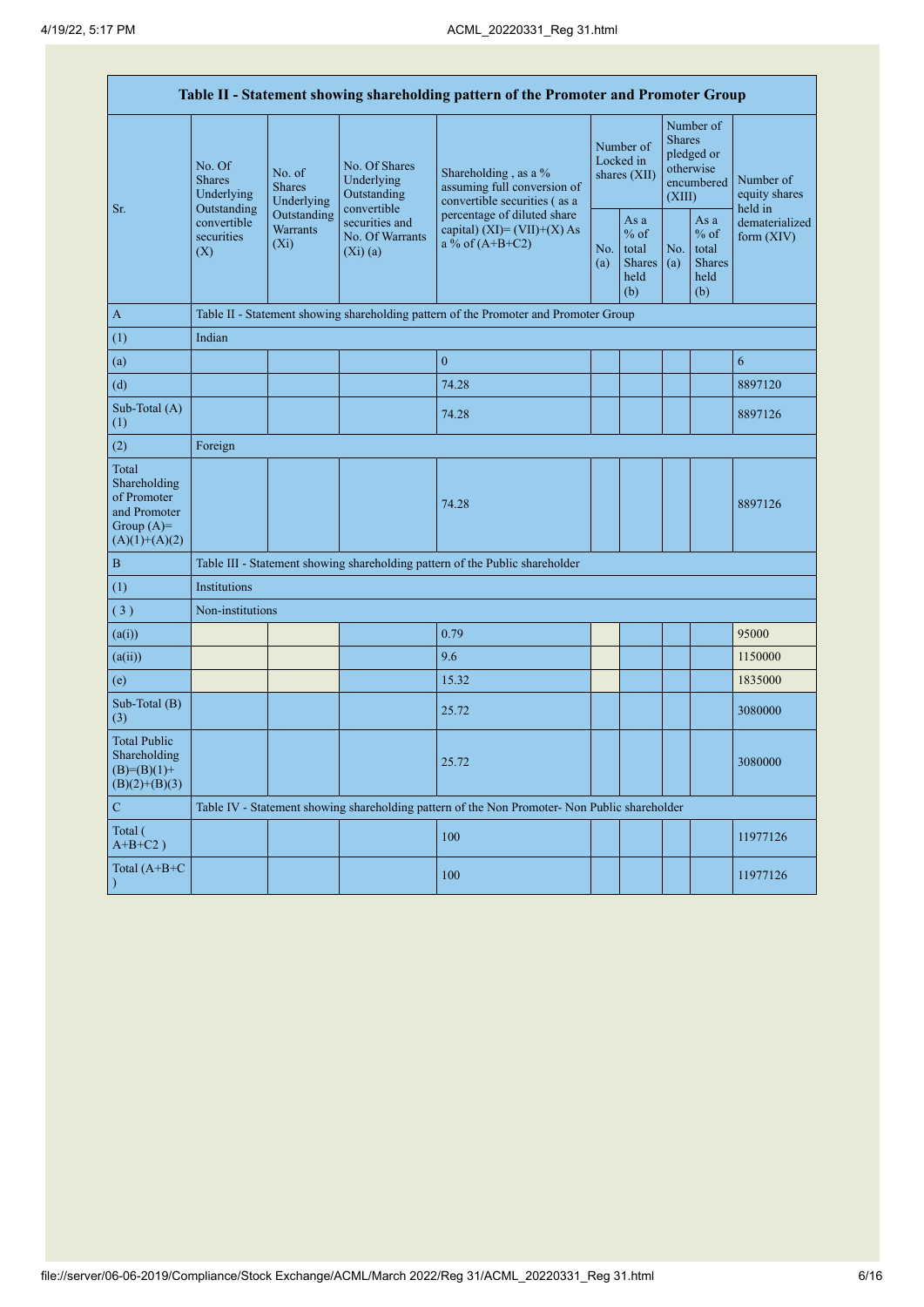| Table II - Statement showing shareholding pattern of the Promoter and Promoter Group | | | | | | | | | |
|---|---|---|---|---|---|---|---|---|---|
| Sr. | No. Of Shares Underlying Outstanding convertible securities (X) | No. of Shares Underlying Outstanding Warrants (Xi) | No. Of Shares Underlying Outstanding convertible securities and No. Of Warrants (Xi) (a) | Shareholding , as a % assuming full conversion of convertible securities ( as a percentage of diluted share capital) (XI)= (VII)+(X) As a % of (A+B+C2) | Number of Locked in shares (XII) | | Number of Shares pledged or otherwise encumbered (XIII) | | Number of equity shares held in dematerialized form (XIV) |
| | | | | | No. (a) | As a % of total Shares held (b) | No. (a) | As a % of total Shares held (b) | |
| A | Table II - Statement showing shareholding pattern of the Promoter and Promoter Group | | | | | | | | |
| (1) | Indian | | | | | | | | |
| (a) | | | | 0 | | | | | 6 |
| (d) | | | | 74.28 | | | | | 8897120 |
| Sub-Total (A) (1) | | | | 74.28 | | | | | 8897126 |
| (2) | Foreign | | | | | | | | |
| Total Shareholding of Promoter and Promoter Group (A)= (A)(1)+(A)(2) | | | | 74.28 | | | | | 8897126 |
| B | Table III - Statement showing shareholding pattern of the Public shareholder | | | | | | | | |
| (1) | Institutions | | | | | | | | |
| ( 3 ) | Non-institutions | | | | | | | | |
| (a(i)) | | | | 0.79 | | | | | 95000 |
| (a(ii)) | | | | 9.6 | | | | | 1150000 |
| (e) | | | | 15.32 | | | | | 1835000 |
| Sub-Total (B) (3) | | | | 25.72 | | | | | 3080000 |
| Total Public Shareholding (B)=(B)(1)+(B)(2)+(B)(3) | | | | 25.72 | | | | | 3080000 |
| C | Table IV - Statement showing shareholding pattern of the Non Promoter- Non Public shareholder | | | | | | | | |
| Total ( A+B+C2 ) | | | | 100 | | | | | 11977126 |
| Total (A+B+C ) | | | | 100 | | | | | 11977126 |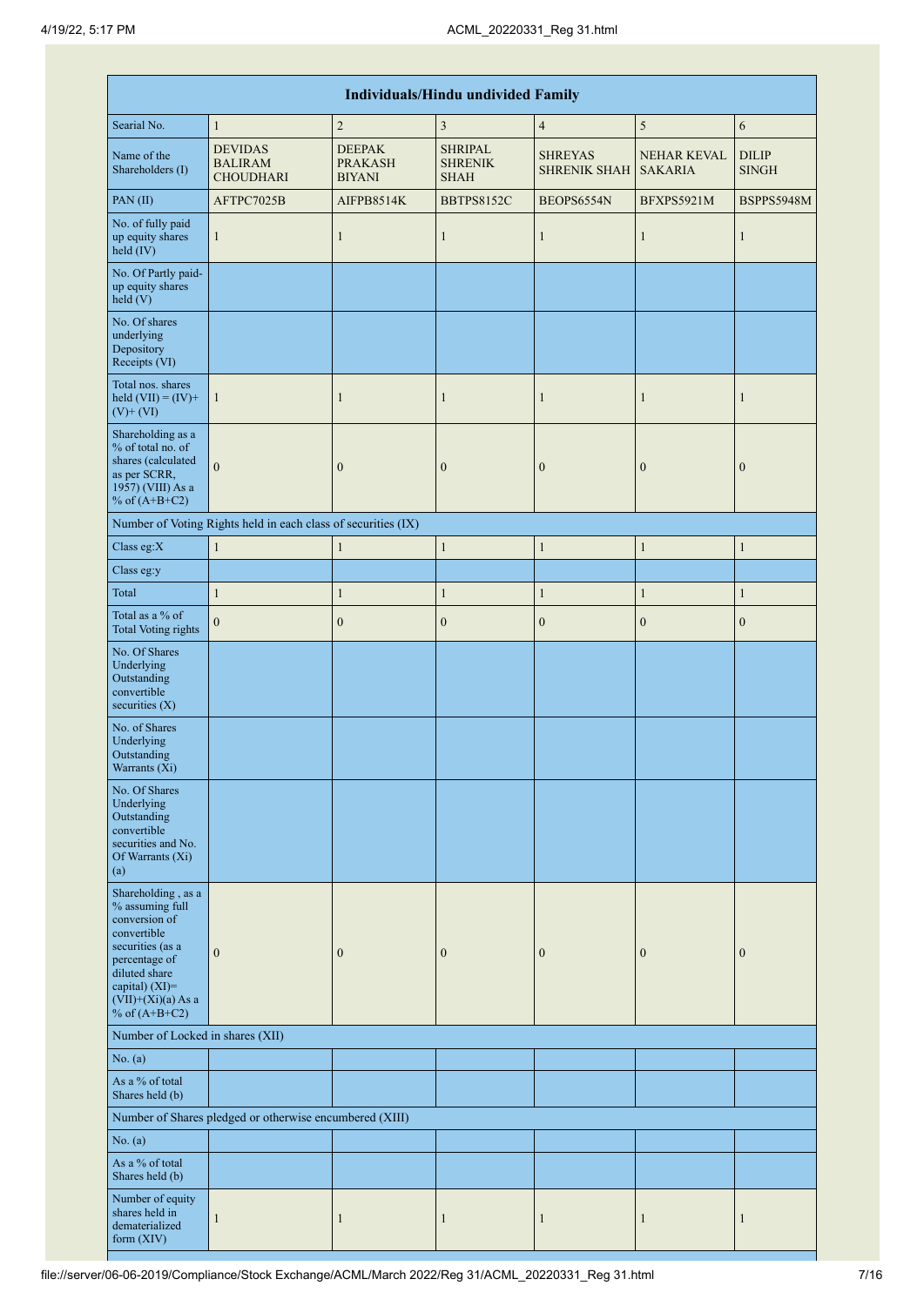| Individuals/Hindu undivided Family | | | | | | |
|---|---|---|---|---|---|---|
| Searial No. | 1 | 2 | 3 | 4 | 5 | 6 |
| Name of the Shareholders (I) | DEVIDAS BALIRAM CHOUDHARI | DEEPAK PRAKASH BIYANI | SHRIPAL SHRENIK SHAH | SHREYAS SHRENIK SHAH | NEHAR KEVAL SAKARIA | DILIP SINGH |
| PAN (II) | AFTPC7025B | AIFPB8514K | BBTPS8152C | BEOPS6554N | BFXPS5921M | BSPPS5948M |
| No. of fully paid up equity shares held (IV) | 1 | 1 | 1 | 1 | 1 | 1 |
| No. Of Partly paid-up equity shares held (V) | | | | | | |
| No. Of shares underlying Depository Receipts (VI) | | | | | | |
| Total nos. shares held (VII) = (IV)+ (V)+ (VI) | 1 | 1 | 1 | 1 | 1 | 1 |
| Shareholding as a % of total no. of shares (calculated as per SCRR, 1957) (VIII) As a % of (A+B+C2) | 0 | 0 | 0 | 0 | 0 | 0 |
| Number of Voting Rights held in each class of securities (IX) | | | | | | |
| Class eg:X | 1 | 1 | 1 | 1 | 1 | 1 |
| Class eg:y | | | | | | |
| Total | 1 | 1 | 1 | 1 | 1 | 1 |
| Total as a % of Total Voting rights | 0 | 0 | 0 | 0 | 0 | 0 |
| No. Of Shares Underlying Outstanding convertible securities (X) | | | | | | |
| No. of Shares Underlying Outstanding Warrants (Xi) | | | | | | |
| No. Of Shares Underlying Outstanding convertible securities and No. Of Warrants (Xi) (a) | | | | | | |
| Shareholding , as a % assuming full conversion of convertible securities (as a percentage of diluted share capital) (XI)= (VII)+(Xi)(a) As a % of (A+B+C2) | 0 | 0 | 0 | 0 | 0 | 0 |
| Number of Locked in shares (XII) | | | | | | |
| No. (a) | | | | | | |
| As a % of total Shares held (b) | | | | | | |
| Number of Shares pledged or otherwise encumbered (XIII) | | | | | | |
| No. (a) | | | | | | |
| As a % of total Shares held (b) | | | | | | |
| Number of equity shares held in dematerialized form (XIV) | 1 | 1 | 1 | 1 | 1 | 1 |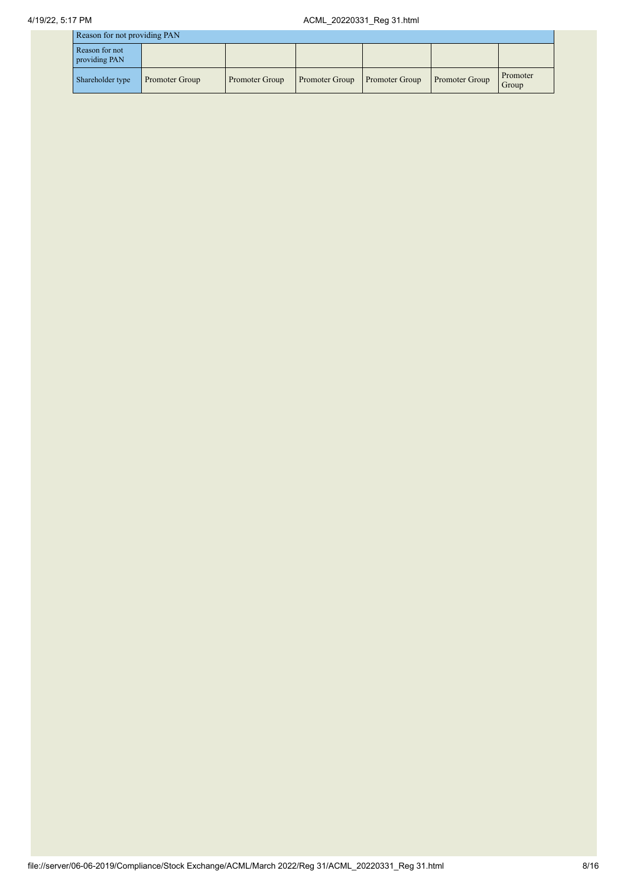| Reason for not providing PAN | | | | | | |
|---|---|---|---|---|---|---|
| Reason for not providing PAN | | | | | | |
| Shareholder type | Promoter Group | Promoter Group | Promoter Group | Promoter Group | Promoter Group | Promoter Group |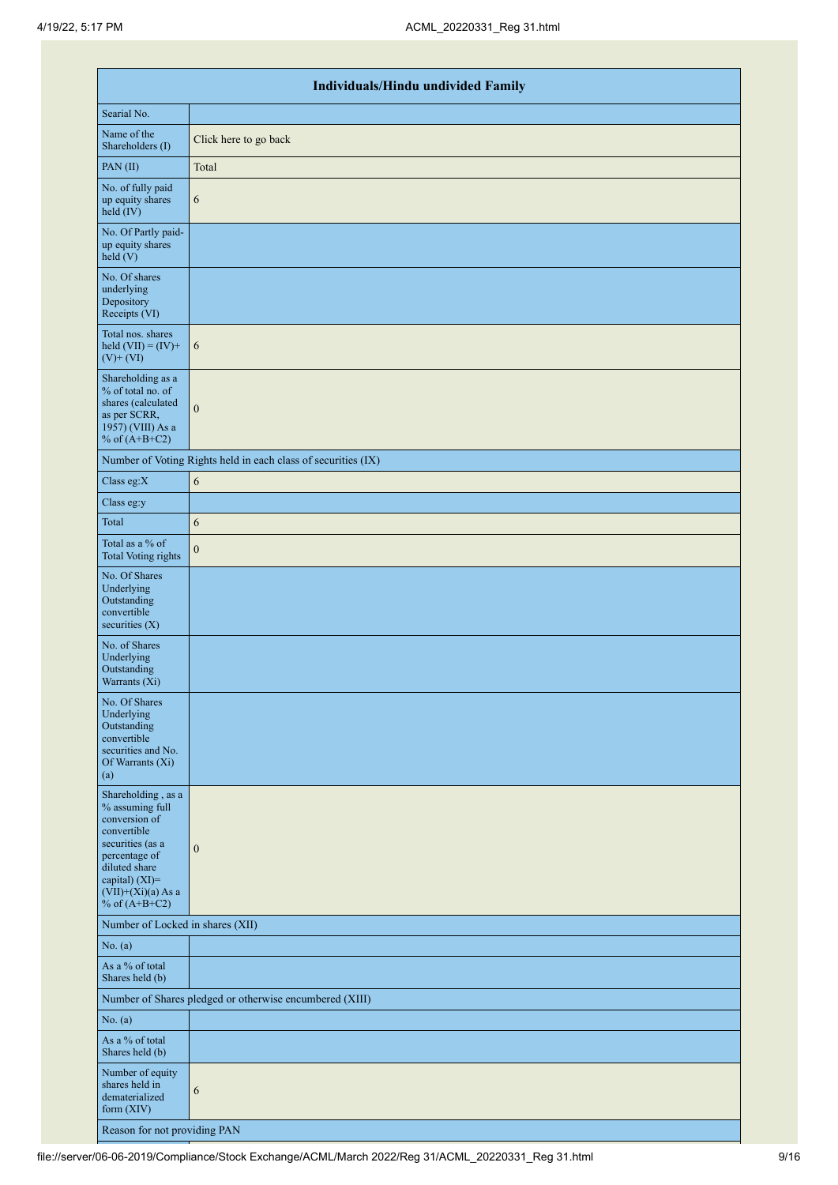| Individuals/Hindu undivided Family | |
|---|---|
| Searial No. | |
| Name of the Shareholders (I) | Click here to go back |
| PAN (II) | Total |
| No. of fully paid up equity shares held (IV) | 6 |
| No. Of Partly paid-up equity shares held (V) | |
| No. Of shares underlying Depository Receipts (VI) | |
| Total nos. shares held (VII) = (IV)+(V)+ (VI) | 6 |
| Shareholding as a % of total no. of shares (calculated as per SCRR, 1957) (VIII) As a % of (A+B+C2) | 0 |
| Number of Voting Rights held in each class of securities (IX) | |
| Class eg:X | 6 |
| Class eg:y | |
| Total | 6 |
| Total as a % of Total Voting rights | 0 |
| No. Of Shares Underlying Outstanding convertible securities (X) | |
| No. of Shares Underlying Outstanding Warrants (Xi) | |
| No. Of Shares Underlying Outstanding convertible securities and No. Of Warrants (Xi) (a) | |
| Shareholding , as a % assuming full conversion of convertible securities (as a percentage of diluted share capital) (XI)= (VII)+(Xi)(a) As a % of (A+B+C2) | 0 |
| Number of Locked in shares (XII) | |
| No. (a) | |
| As a % of total Shares held (b) | |
| Number of Shares pledged or otherwise encumbered (XIII) | |
| No. (a) | |
| As a % of total Shares held (b) | |
| Number of equity shares held in dematerialized form (XIV) | 6 |
| Reason for not providing PAN | |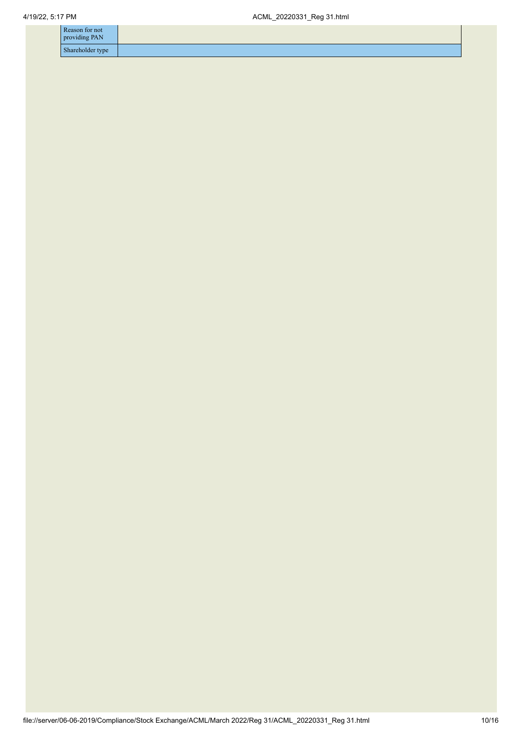| | |
|---|---|
| Reason for not providing PAN | |
| Shareholder type | |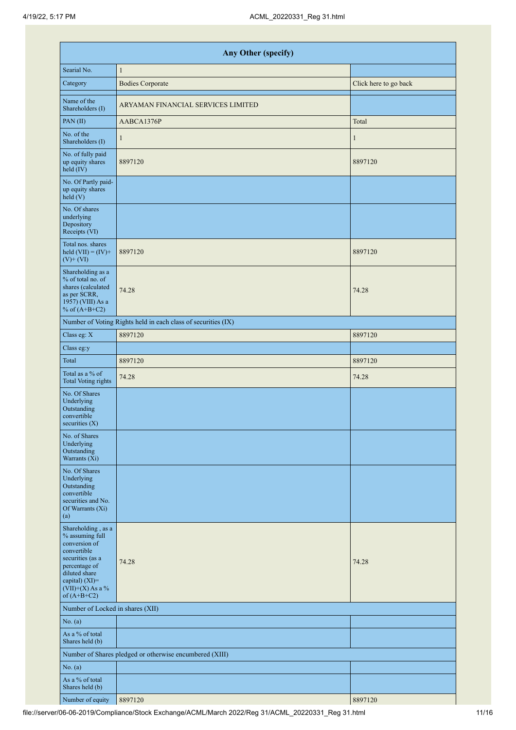| Any Other (specify) | | |
|---|---|---|
| Searial No. | 1 | |
| Category | Bodies Corporate | Click here to go back |
| Name of the Shareholders (I) | ARYAMAN FINANCIAL SERVICES LIMITED | |
| PAN (II) | AABCA1376P | Total |
| No. of the Shareholders (I) | 1 | 1 |
| No. of fully paid up equity shares held (IV) | 8897120 | 8897120 |
| No. Of Partly paid-up equity shares held (V) | | |
| No. Of shares underlying Depository Receipts (VI) | | |
| Total nos. shares held (VII) = (IV)+ (V)+ (VI) | 8897120 | 8897120 |
| Shareholding as a % of total no. of shares (calculated as per SCRR, 1957) (VIII) As a % of (A+B+C2) | 74.28 | 74.28 |
| Number of Voting Rights held in each class of securities (IX) | | |
| Class eg: X | 8897120 | 8897120 |
| Class eg:y | | |
| Total | 8897120 | 8897120 |
| Total as a % of Total Voting rights | 74.28 | 74.28 |
| No. Of Shares Underlying Outstanding convertible securities (X) | | |
| No. of Shares Underlying Outstanding Warrants (Xi) | | |
| No. Of Shares Underlying Outstanding convertible securities and No. Of Warrants (Xi) (a) | | |
| Shareholding , as a % assuming full conversion of convertible securities (as a percentage of diluted share capital) (XI)= (VII)+(X) As a % of (A+B+C2) | 74.28 | 74.28 |
| Number of Locked in shares (XII) | | |
| No. (a) | | |
| As a % of total Shares held (b) | | |
| Number of Shares pledged or otherwise encumbered (XIII) | | |
| No. (a) | | |
| As a % of total Shares held (b) | | |
| Number of equity | 8897120 | 8897120 |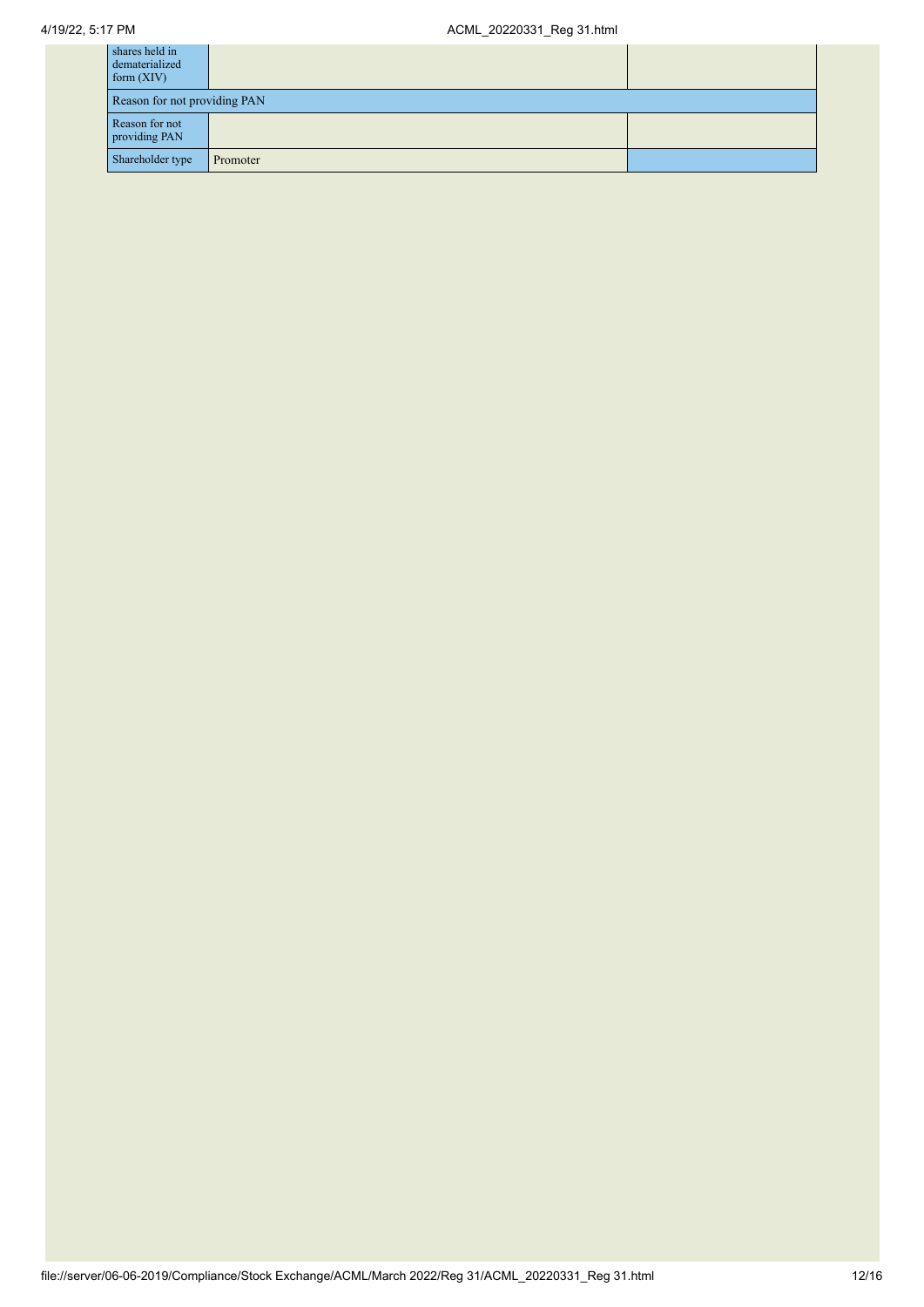| | | |
|---|---|---|
| shares held in dematerialized form (XIV) | | |
| Reason for not providing PAN | | |
| Reason for not providing PAN | | |
| Shareholder type | Promoter | |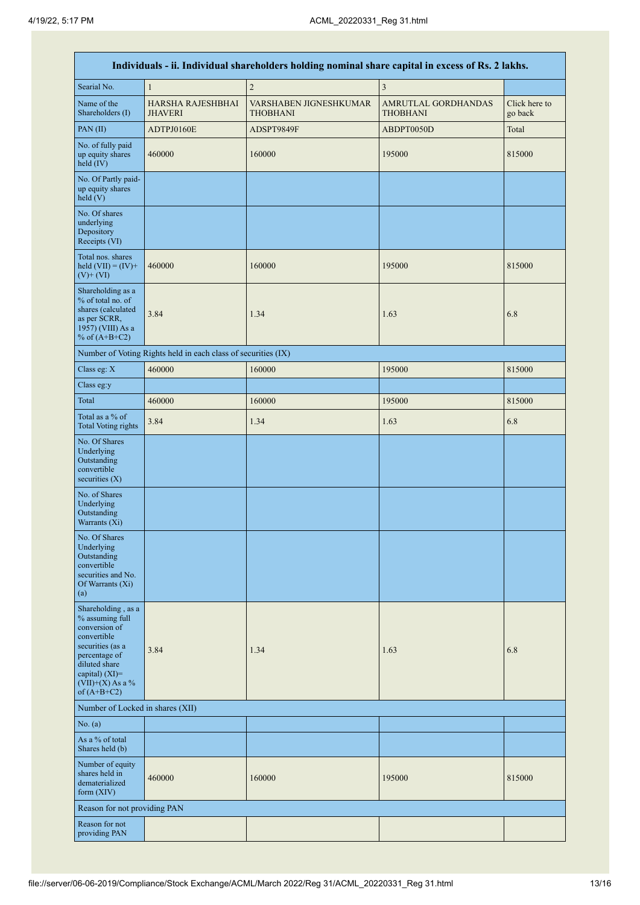| Individuals - ii. Individual shareholders holding nominal share capital in excess of Rs. 2 lakhs. | | | | |
|---|---|---|---|---|
| Searial No. | 1 | 2 | 3 | |
| Name of the Shareholders (I) | HARSHA RAJESHBHAI JHAVERI | VARSHABEN JIGNESHKUMAR THOBHANI | AMRUTLAL GORDHANDAS THOBHANI | Click here to go back |
| PAN (II) | ADTPJ0160E | ADSPT9849F | ABDPT0050D | Total |
| No. of fully paid up equity shares held (IV) | 460000 | 160000 | 195000 | 815000 |
| No. Of Partly paid-up equity shares held (V) | | | | |
| No. Of shares underlying Depository Receipts (VI) | | | | |
| Total nos. shares held (VII) = (IV)+ (V)+ (VI) | 460000 | 160000 | 195000 | 815000 |
| Shareholding as a % of total no. of shares (calculated as per SCRR, 1957) (VIII) As a % of (A+B+C2) | 3.84 | 1.34 | 1.63 | 6.8 |
| Number of Voting Rights held in each class of securities (IX) | | | | |
| Class eg: X | 460000 | 160000 | 195000 | 815000 |
| Class eg:y | | | | |
| Total | 460000 | 160000 | 195000 | 815000 |
| Total as a % of Total Voting rights | 3.84 | 1.34 | 1.63 | 6.8 |
| No. Of Shares Underlying Outstanding convertible securities (X) | | | | |
| No. of Shares Underlying Outstanding Warrants (Xi) | | | | |
| No. Of Shares Underlying Outstanding convertible securities and No. Of Warrants (Xi) (a) | | | | |
| Shareholding , as a % assuming full conversion of convertible securities (as a percentage of diluted share capital) (XI)= (VII)+(X) As a % of (A+B+C2) | 3.84 | 1.34 | 1.63 | 6.8 |
| Number of Locked in shares (XII) | | | | |
| No. (a) | | | | |
| As a % of total Shares held (b) | | | | |
| Number of equity shares held in dematerialized form (XIV) | 460000 | 160000 | 195000 | 815000 |
| Reason for not providing PAN | | | | |
| Reason for not providing PAN | | | | |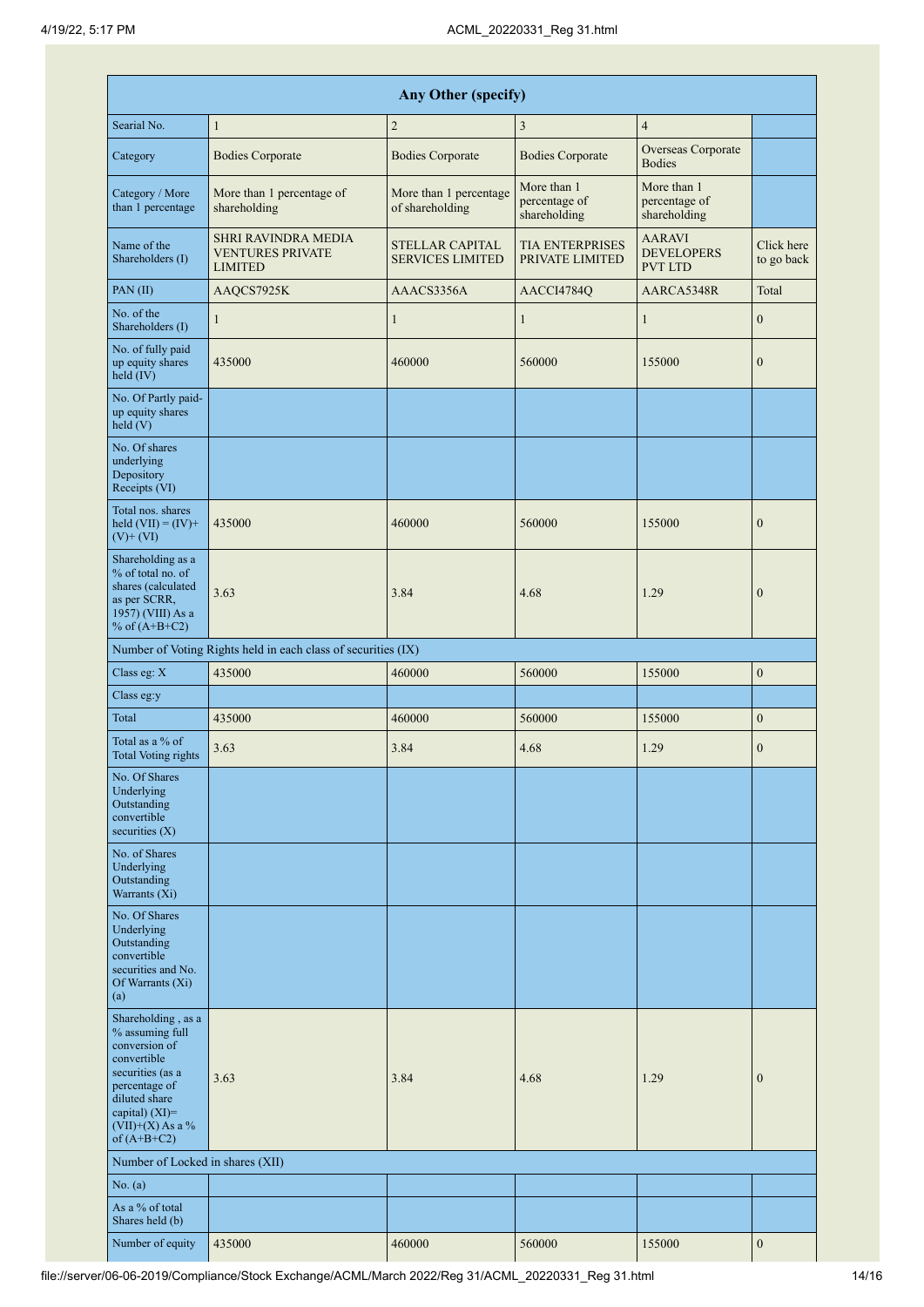| Any Other (specify) | | | | | |
|---|---|---|---|---|---|
| Searial No. | 1 | 2 | 3 | 4 | |
| Category | Bodies Corporate | Bodies Corporate | Bodies Corporate | Overseas Corporate Bodies | |
| Category / More than 1 percentage | More than 1 percentage of shareholding | More than 1 percentage of shareholding | More than 1 percentage of shareholding | More than 1 percentage of shareholding | |
| Name of the Shareholders (I) | SHRI RAVINDRA MEDIA VENTURES PRIVATE LIMITED | STELLAR CAPITAL SERVICES LIMITED | TIA ENTERPRISES PRIVATE LIMITED | AARAVI DEVELOPERS PVT LTD | Click here to go back |
| PAN (II) | AAQCS7925K | AAACS3356A | AACCI4784Q | AARCA5348R | Total |
| No. of the Shareholders (I) | 1 | 1 | 1 | 1 | 0 |
| No. of fully paid up equity shares held (IV) | 435000 | 460000 | 560000 | 155000 | 0 |
| No. Of Partly paid-up equity shares held (V) | | | | | |
| No. Of shares underlying Depository Receipts (VI) | | | | | |
| Total nos. shares held (VII) = (IV)+ (V)+ (VI) | 435000 | 460000 | 560000 | 155000 | 0 |
| Shareholding as a % of total no. of shares (calculated as per SCRR, 1957) (VIII) As a % of (A+B+C2) | 3.63 | 3.84 | 4.68 | 1.29 | 0 |
| Number of Voting Rights held in each class of securities (IX) | | | | | |
| Class eg: X | 435000 | 460000 | 560000 | 155000 | 0 |
| Class eg:y | | | | | |
| Total | 435000 | 460000 | 560000 | 155000 | 0 |
| Total as a % of Total Voting rights | 3.63 | 3.84 | 4.68 | 1.29 | 0 |
| No. Of Shares Underlying Outstanding convertible securities (X) | | | | | |
| No. of Shares Underlying Outstanding Warrants (Xi) | | | | | |
| No. Of Shares Underlying Outstanding convertible securities and No. Of Warrants (Xi) (a) | | | | | |
| Shareholding , as a % assuming full conversion of convertible securities (as a percentage of diluted share capital) (XI)= (VII)+(X) As a % of (A+B+C2) | 3.63 | 3.84 | 4.68 | 1.29 | 0 |
| Number of Locked in shares (XII) | | | | | |
| No. (a) | | | | | |
| As a % of total Shares held (b) | | | | | |
| Number of equity | 435000 | 460000 | 560000 | 155000 | 0 |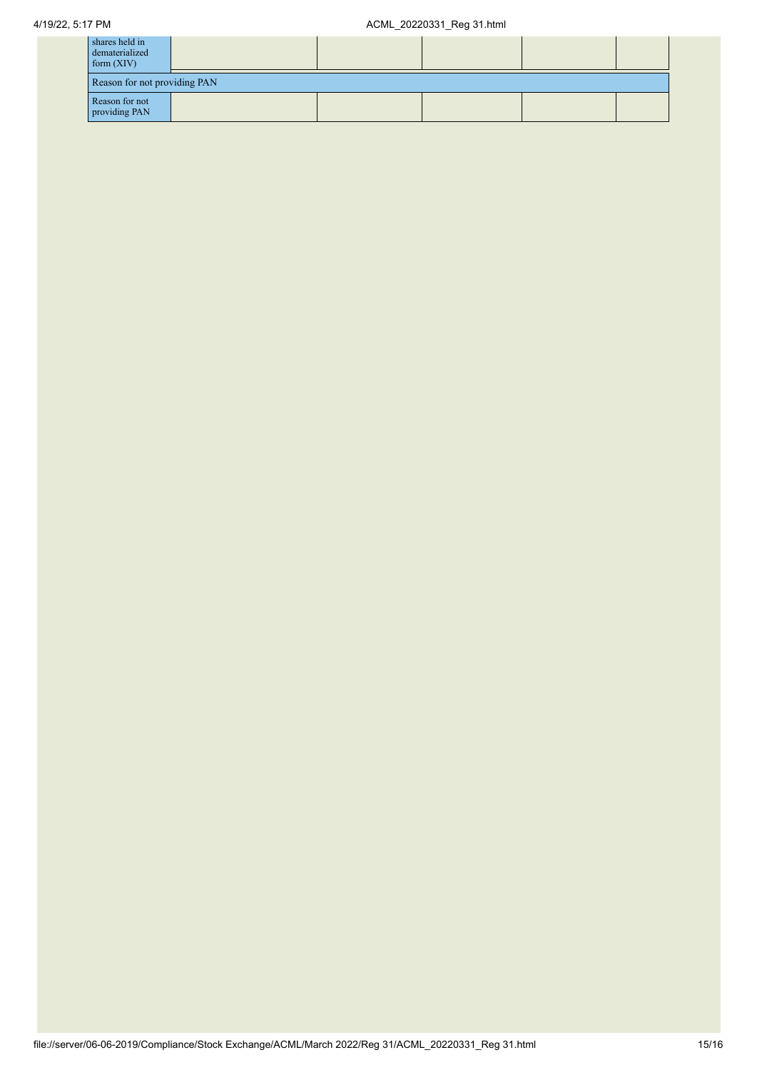| | | | | | |
|---|---|---|---|---|---|
| shares held in dematerialized form (XIV) | | | | | |
| Reason for not providing PAN | | | | | |
| Reason for not providing PAN | | | | | |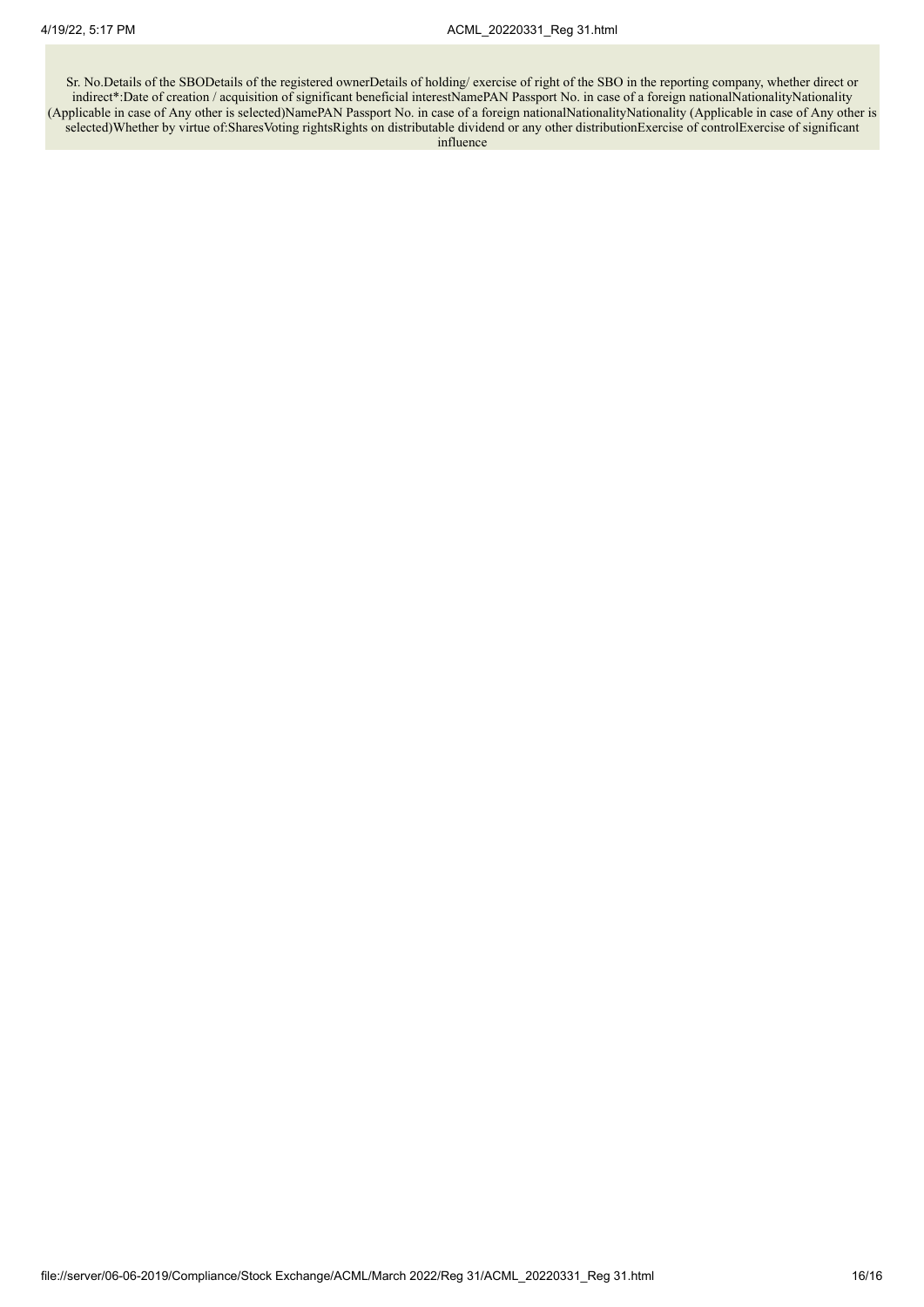Sr. No.Details of the SBODetails of the registered ownerDetails of holding/ exercise of right of the SBO in the reporting company, whether direct or indirect*:Date of creation / acquisition of significant beneficial interestNamePAN Passport No. in case of a foreign nationalNationalityNationality (Applicable in case of Any other is selected)NamePAN Passport No. in case of a foreign nationalNationalityNationality (Applicable in case of Any other is selected)Whether by virtue of:SharesVoting rightsRights on distributable dividend or any other distributionExercise of controlExercise of significant influence